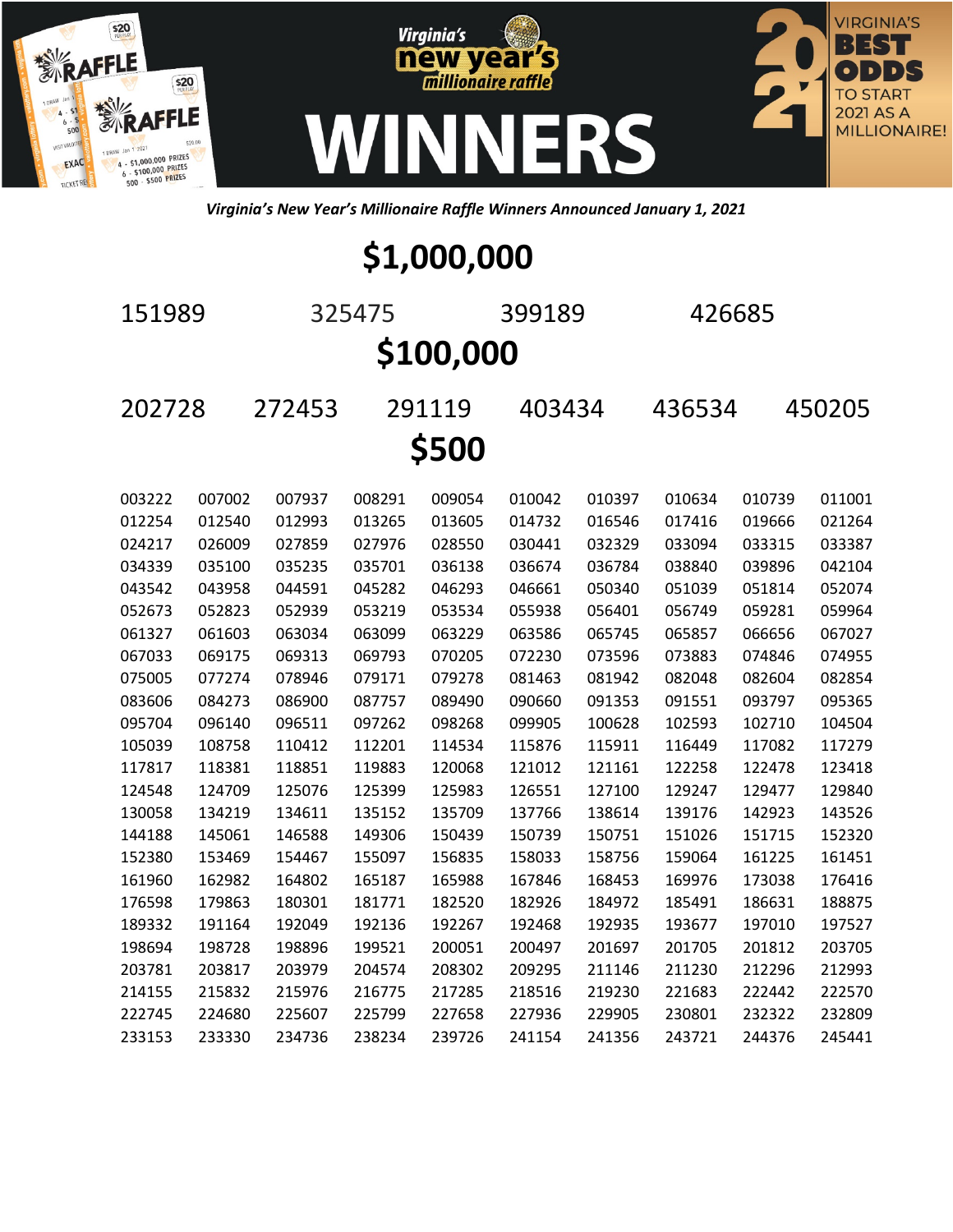# Virginia's new year's millionaire raffle WINNERS

VIRGINIA'S BEST ODDS TO START 2021 AS A MILLIONAIRE!

*Virginia's New Year's Millionaire Raffle Winners Announced January 1, 2021*

## $1,000,000

151989 325475 399189 426685

## $100,000

202728 272453 291119 403434 436534 450205

## $500

| | | | | | | | | | |
|---|---|---|---|---|---|---|---|---|---|
| 003222 | 007002 | 007937 | 008291 | 009054 | 010042 | 010397 | 010634 | 010739 | 011001 |
| 012254 | 012540 | 012993 | 013265 | 013605 | 014732 | 016546 | 017416 | 019666 | 021264 |
| 024217 | 026009 | 027859 | 027976 | 028550 | 030441 | 032329 | 033094 | 033315 | 033387 |
| 034339 | 035100 | 035235 | 035701 | 036138 | 036674 | 036784 | 038840 | 039896 | 042104 |
| 043542 | 043958 | 044591 | 045282 | 046293 | 046661 | 050340 | 051039 | 051814 | 052074 |
| 052673 | 052823 | 052939 | 053219 | 053534 | 055938 | 056401 | 056749 | 059281 | 059964 |
| 061327 | 061603 | 063034 | 063099 | 063229 | 063586 | 065745 | 065857 | 066656 | 067027 |
| 067033 | 069175 | 069313 | 069793 | 070205 | 072230 | 073596 | 073883 | 074846 | 074955 |
| 075005 | 077274 | 078946 | 079171 | 079278 | 081463 | 081942 | 082048 | 082604 | 082854 |
| 083606 | 084273 | 086900 | 087757 | 089490 | 090660 | 091353 | 091551 | 093797 | 095365 |
| 095704 | 096140 | 096511 | 097262 | 098268 | 099905 | 100628 | 102593 | 102710 | 104504 |
| 105039 | 108758 | 110412 | 112201 | 114534 | 115876 | 115911 | 116449 | 117082 | 117279 |
| 117817 | 118381 | 118851 | 119883 | 120068 | 121012 | 121161 | 122258 | 122478 | 123418 |
| 124548 | 124709 | 125076 | 125399 | 125983 | 126551 | 127100 | 129247 | 129477 | 129840 |
| 130058 | 134219 | 134611 | 135152 | 135709 | 137766 | 138614 | 139176 | 142923 | 143526 |
| 144188 | 145061 | 146588 | 149306 | 150439 | 150739 | 150751 | 151026 | 151715 | 152320 |
| 152380 | 153469 | 154467 | 155097 | 156835 | 158033 | 158756 | 159064 | 161225 | 161451 |
| 161960 | 162982 | 164802 | 165187 | 165988 | 167846 | 168453 | 169976 | 173038 | 176416 |
| 176598 | 179863 | 180301 | 181771 | 182520 | 182926 | 184972 | 185491 | 186631 | 188875 |
| 189332 | 191164 | 192049 | 192136 | 192267 | 192468 | 192935 | 193677 | 197010 | 197527 |
| 198694 | 198728 | 198896 | 199521 | 200051 | 200497 | 201697 | 201705 | 201812 | 203705 |
| 203781 | 203817 | 203979 | 204574 | 208302 | 209295 | 211146 | 211230 | 212296 | 212993 |
| 214155 | 215832 | 215976 | 216775 | 217285 | 218516 | 219230 | 221683 | 222442 | 222570 |
| 222745 | 224680 | 225607 | 225799 | 227658 | 227936 | 229905 | 230801 | 232322 | 232809 |
| 233153 | 233330 | 234736 | 238234 | 239726 | 241154 | 241356 | 243721 | 244376 | 245441 |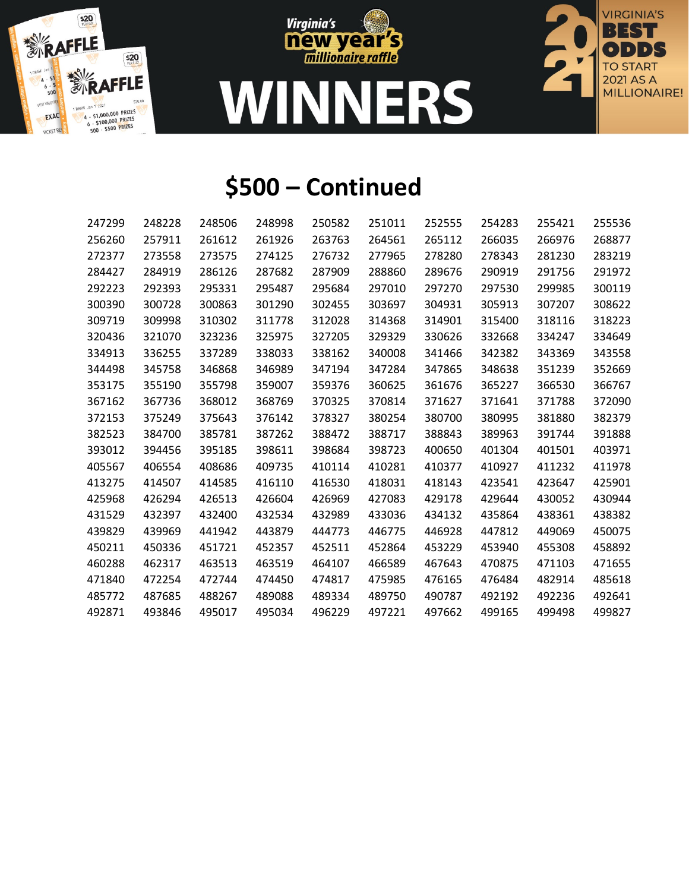Virginia's new year's millionaire raffle

# WINNERS

2021 VIRGINIA'S BEST ODDS TO START 2021 AS A MILLIONAIRE!

## $500 – Continued

| | | | | | | | | | |
|---|---|---|---|---|---|---|---|---|---|
| 247299 | 248228 | 248506 | 248998 | 250582 | 251011 | 252555 | 254283 | 255421 | 255536 |
| 256260 | 257911 | 261612 | 261926 | 263763 | 264561 | 265112 | 266035 | 266976 | 268877 |
| 272377 | 273558 | 273575 | 274125 | 276732 | 277965 | 278280 | 278343 | 281230 | 283219 |
| 284427 | 284919 | 286126 | 287682 | 287909 | 288860 | 289676 | 290919 | 291756 | 291972 |
| 292223 | 292393 | 295331 | 295487 | 295684 | 297010 | 297270 | 297530 | 299985 | 300119 |
| 300390 | 300728 | 300863 | 301290 | 302455 | 303697 | 304931 | 305913 | 307207 | 308622 |
| 309719 | 309998 | 310302 | 311778 | 312028 | 314368 | 314901 | 315400 | 318116 | 318223 |
| 320436 | 321070 | 323236 | 325975 | 327205 | 329329 | 330626 | 332668 | 334247 | 334649 |
| 334913 | 336255 | 337289 | 338033 | 338162 | 340008 | 341466 | 342382 | 343369 | 343558 |
| 344498 | 345758 | 346868 | 346989 | 347194 | 347284 | 347865 | 348638 | 351239 | 352669 |
| 353175 | 355190 | 355798 | 359007 | 359376 | 360625 | 361676 | 365227 | 366530 | 366767 |
| 367162 | 367736 | 368012 | 368769 | 370325 | 370814 | 371627 | 371641 | 371788 | 372090 |
| 372153 | 375249 | 375643 | 376142 | 378327 | 380254 | 380700 | 380995 | 381880 | 382379 |
| 382523 | 384700 | 385781 | 387262 | 388472 | 388717 | 388843 | 389963 | 391744 | 391888 |
| 393012 | 394456 | 395185 | 398611 | 398684 | 398723 | 400650 | 401304 | 401501 | 403971 |
| 405567 | 406554 | 408686 | 409735 | 410114 | 410281 | 410377 | 410927 | 411232 | 411978 |
| 413275 | 414507 | 414585 | 416110 | 416530 | 418031 | 418143 | 423541 | 423647 | 425901 |
| 425968 | 426294 | 426513 | 426604 | 426969 | 427083 | 429178 | 429644 | 430052 | 430944 |
| 431529 | 432397 | 432400 | 432534 | 432989 | 433036 | 434132 | 435864 | 438361 | 438382 |
| 439829 | 439969 | 441942 | 443879 | 444773 | 446775 | 446928 | 447812 | 449069 | 450075 |
| 450211 | 450336 | 451721 | 452357 | 452511 | 452864 | 453229 | 453940 | 455308 | 458892 |
| 460288 | 462317 | 463513 | 463519 | 464107 | 466589 | 467643 | 470875 | 471103 | 471655 |
| 471840 | 472254 | 472744 | 474450 | 474817 | 475985 | 476165 | 476484 | 482914 | 485618 |
| 485772 | 487685 | 488267 | 489088 | 489334 | 489750 | 490787 | 492192 | 492236 | 492641 |
| 492871 | 493846 | 495017 | 495034 | 496229 | 497221 | 497662 | 499165 | 499498 | 499827 |